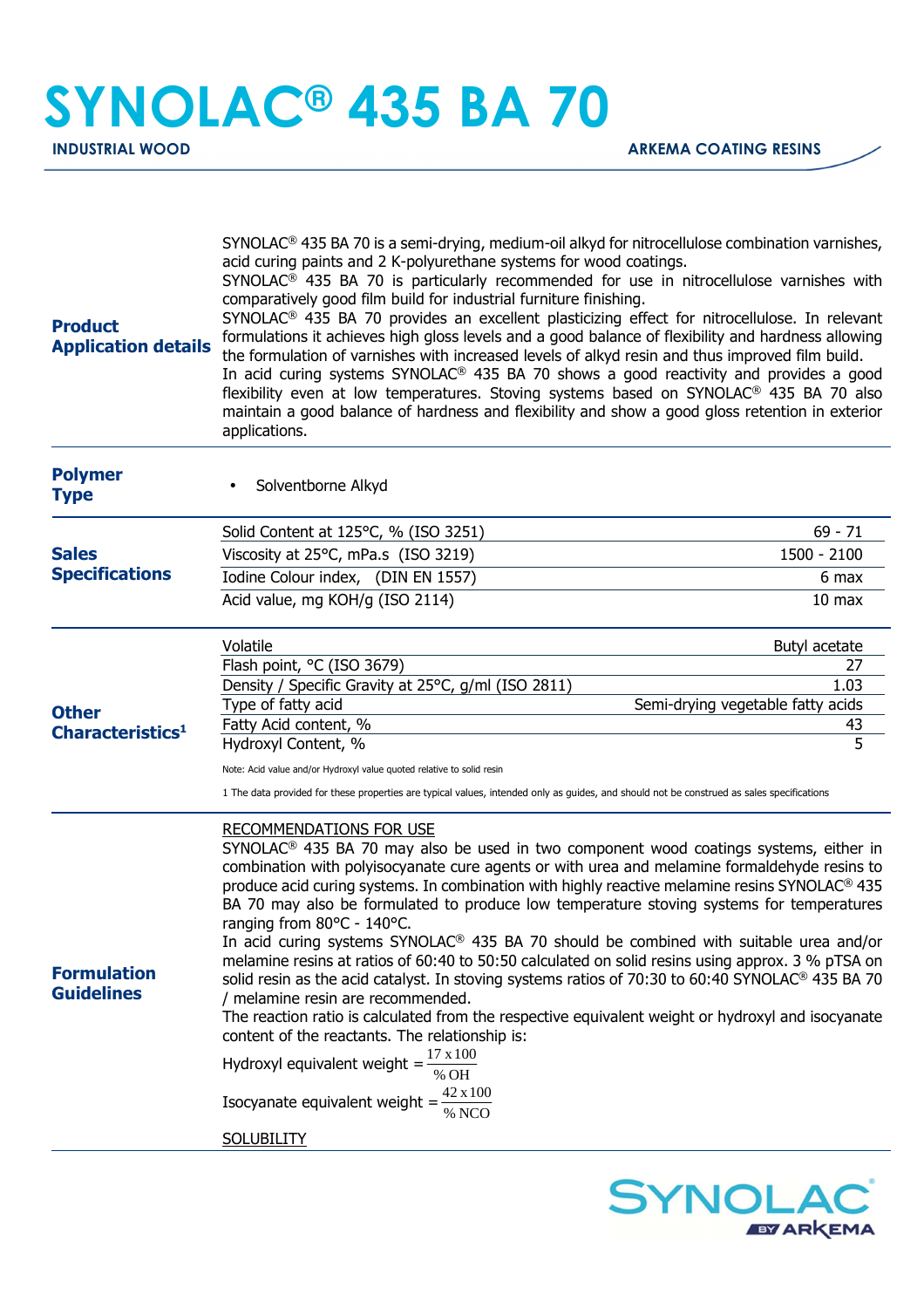# SYNOLAC® 435 BA 70

**INDUSTRIAL WOOD** | **ARKEMA COATING RESINS**

## Product Application details

SYNOLAC® 435 BA 70 is a semi-drying, medium-oil alkyd for nitrocellulose combination varnishes, acid curing paints and 2 K-polyurethane systems for wood coatings.
SYNOLAC® 435 BA 70 is particularly recommended for use in nitrocellulose varnishes with comparatively good film build for industrial furniture finishing.
SYNOLAC® 435 BA 70 provides an excellent plasticizing effect for nitrocellulose. In relevant formulations it achieves high gloss levels and a good balance of flexibility and hardness allowing the formulation of varnishes with increased levels of alkyd resin and thus improved film build.
In acid curing systems SYNOLAC® 435 BA 70 shows a good reactivity and provides a good flexibility even at low temperatures. Stoving systems based on SYNOLAC® 435 BA 70 also maintain a good balance of hardness and flexibility and show a good gloss retention in exterior applications.

## Polymer Type

- Solventborne Alkyd

## Sales Specifications

| Property | Value |
|---|---|
| Solid Content at 125°C, % (ISO 3251) | 69 - 71 |
| Viscosity at 25°C, mPa.s (ISO 3219) | 1500 - 2100 |
| Iodine Colour index, (DIN EN 1557) | 6 max |
| Acid value, mg KOH/g (ISO 2114) | 10 max |

## Other Characteristics[1]

| Property | Value |
|---|---|
| Volatile | Butyl acetate |
| Flash point, °C (ISO 3679) | 27 |
| Density / Specific Gravity at 25°C, g/ml (ISO 2811) | 1.03 |
| Type of fatty acid | Semi-drying vegetable fatty acids |
| Fatty Acid content, % | 43 |
| Hydroxyl Content, % | 5 |

Note: Acid value and/or Hydroxyl value quoted relative to solid resin

1 The data provided for these properties are typical values, intended only as guides, and should not be construed as sales specifications

## Formulation Guidelines

RECOMMENDATIONS FOR USE

SYNOLAC® 435 BA 70 may also be used in two component wood coatings systems, either in combination with polyisocyanate cure agents or with urea and melamine formaldehyde resins to produce acid curing systems. In combination with highly reactive melamine resins SYNOLAC® 435 BA 70 may also be formulated to produce low temperature stoving systems for temperatures ranging from 80°C - 140°C.
In acid curing systems SYNOLAC® 435 BA 70 should be combined with suitable urea and/or melamine resins at ratios of 60:40 to 50:50 calculated on solid resins using approx. 3 % pTSA on solid resin as the acid catalyst. In stoving systems ratios of 70:30 to 60:40 SYNOLAC® 435 BA 70 / melamine resin are recommended.
The reaction ratio is calculated from the respective equivalent weight or hydroxyl and isocyanate content of the reactants. The relationship is:

$$\text{Hydroxyl equivalent weight} = \frac{17 \times 100}{\% \text{OH}}$$

$$\text{Isocyanate equivalent weight} = \frac{42 \times 100}{\% \text{NCO}}$$

SOLUBILITY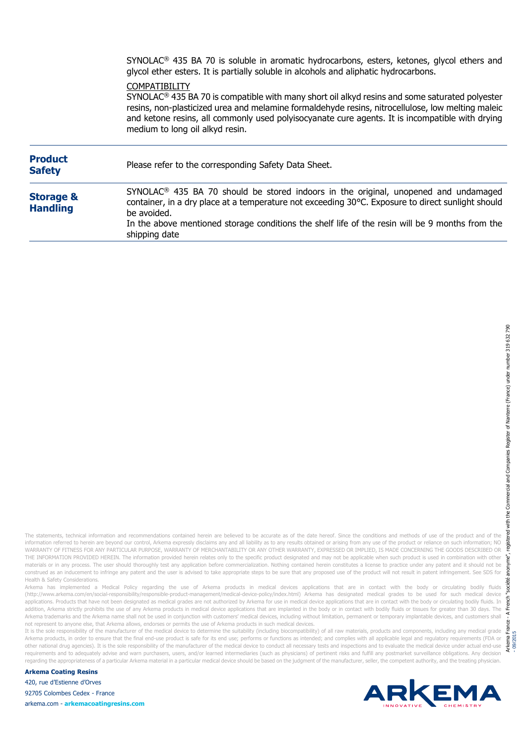SYNOLAC® 435 BA 70 is soluble in aromatic hydrocarbons, esters, ketones, glycol ethers and glycol ether esters. It is partially soluble in alcohols and aliphatic hydrocarbons.

COMPATIBILITY

SYNOLAC® 435 BA 70 is compatible with many short oil alkyd resins and some saturated polyester resins, non-plasticized urea and melamine formaldehyde resins, nitrocellulose, low melting maleic and ketone resins, all commonly used polyisocyanate cure agents. It is incompatible with drying medium to long oil alkyd resin.

## Product Safety

Please refer to the corresponding Safety Data Sheet.

## Storage & Handling

SYNOLAC® 435 BA 70 should be stored indoors in the original, unopened and undamaged container, in a dry place at a temperature not exceeding 30°C. Exposure to direct sunlight should be avoided.

In the above mentioned storage conditions the shelf life of the resin will be 9 months from the shipping date

The statements, technical information and recommendations contained herein are believed to be accurate as of the date hereof. Since the conditions and methods of use of the product and of the information referred to herein are beyond our control, Arkema expressly disclaims any and all liability as to any results obtained or arising from any use of the product or reliance on such information; NO WARRANTY OF FITNESS FOR ANY PARTICULAR PURPOSE, WARRANTY OF MERCHANTABILITY OR ANY OTHER WARRANTY, EXPRESSED OR IMPLIED, IS MADE CONCERNING THE GOODS DESCRIBED OR THE INFORMATION PROVIDED HEREIN. The information provided herein relates only to the specific product designated and may not be applicable when such product is used in combination with other materials or in any process. The user should thoroughly test any application before commercialization. Nothing contained herein constitutes a license to practice under any patent and it should not be construed as an inducement to infringe any patent and the user is advised to take appropriate steps to be sure that any proposed use of the product will not result in patent infringement. See SDS for Health & Safety Considerations.

Arkema has implemented a Medical Policy regarding the use of Arkema products in medical devices applications that are in contact with the body or circulating bodily fluids (http://www.arkema.com/en/social-responsibility/responsible-product-management/medical-device-policy/index.html) Arkema has designated medical grades to be used for such medical device applications. Products that have not been designated as medical grades are not authorized by Arkema for use in medical device applications that are in contact with the body or circulating bodily fluids. In addition, Arkema strictly prohibits the use of any Arkema products in medical device applications that are implanted in the body or in contact with bodily fluids or tissues for greater than 30 days. The Arkema trademarks and the Arkema name shall not be used in conjunction with customers' medical devices, including without limitation, permanent or temporary implantable devices, and customers shall not represent to anyone else, that Arkema allows, endorses or permits the use of Arkema products in such medical devices.

It is the sole responsibility of the manufacturer of the medical device to determine the suitability (including biocompatibility) of all raw materials, products and components, including any medical grade Arkema products, in order to ensure that the final end-use product is safe for its end use; performs or functions as intended; and complies with all applicable legal and regulatory requirements (FDA or other national drug agencies). It is the sole responsibility of the manufacturer of the medical device to conduct all necessary tests and inspections and to evaluate the medical device under actual end-use requirements and to adequately advise and warn purchasers, users, and/or learned intermediaries (such as physicians) of pertinent risks and fulfill any postmarket surveillance obligations. Any decision regarding the appropriateness of a particular Arkema material in a particular medical device should be based on the judgment of the manufacturer, seller, the competent authority, and the treating physician.

**Arkema Coating Resins**

420, rue d'Estienne d'Orves

92705 Colombes Cedex - France

arkema.com - **arkemacoatingresins.com**

Arkema France - A French "société anonyme", registered with the Commercial and Companies Register of Nanterre (France) under number 319 632 790 - 09/2015